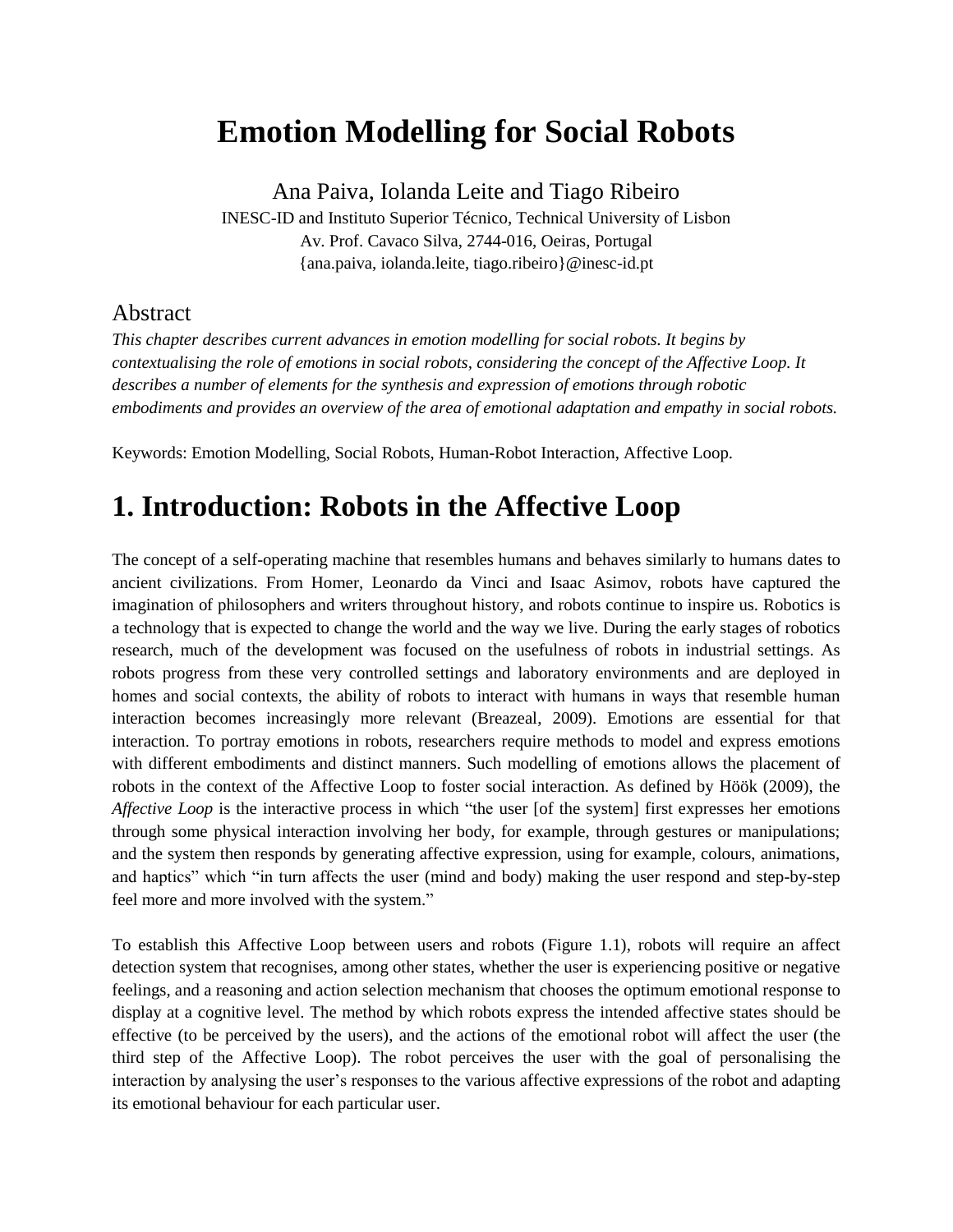# Emotion Modelling for Social Robots

Ana Paiva, Iolanda Leite and Tiago Ribeiro

INESC-ID and Instituto Superior Técnico, Technical University of Lisbon
Av. Prof. Cavaco Silva, 2744-016, Oeiras, Portugal
{ana.paiva, iolanda.leite, tiago.ribeiro}@inesc-id.pt

## Abstract

*This chapter describes current advances in emotion modelling for social robots. It begins by contextualising the role of emotions in social robots, considering the concept of the Affective Loop. It describes a number of elements for the synthesis and expression of emotions through robotic embodiments and provides an overview of the area of emotional adaptation and empathy in social robots.*

Keywords: Emotion Modelling, Social Robots, Human-Robot Interaction, Affective Loop.

# 1. Introduction: Robots in the Affective Loop

The concept of a self-operating machine that resembles humans and behaves similarly to humans dates to ancient civilizations. From Homer, Leonardo da Vinci and Isaac Asimov, robots have captured the imagination of philosophers and writers throughout history, and robots continue to inspire us. Robotics is a technology that is expected to change the world and the way we live. During the early stages of robotics research, much of the development was focused on the usefulness of robots in industrial settings. As robots progress from these very controlled settings and laboratory environments and are deployed in homes and social contexts, the ability of robots to interact with humans in ways that resemble human interaction becomes increasingly more relevant (Breazeal, 2009). Emotions are essential for that interaction. To portray emotions in robots, researchers require methods to model and express emotions with different embodiments and distinct manners. Such modelling of emotions allows the placement of robots in the context of the Affective Loop to foster social interaction. As defined by Höök (2009), the *Affective Loop* is the interactive process in which "the user [of the system] first expresses her emotions through some physical interaction involving her body, for example, through gestures or manipulations; and the system then responds by generating affective expression, using for example, colours, animations, and haptics" which "in turn affects the user (mind and body) making the user respond and step-by-step feel more and more involved with the system."

To establish this Affective Loop between users and robots (Figure 1.1), robots will require an affect detection system that recognises, among other states, whether the user is experiencing positive or negative feelings, and a reasoning and action selection mechanism that chooses the optimum emotional response to display at a cognitive level. The method by which robots express the intended affective states should be effective (to be perceived by the users), and the actions of the emotional robot will affect the user (the third step of the Affective Loop). The robot perceives the user with the goal of personalising the interaction by analysing the user's responses to the various affective expressions of the robot and adapting its emotional behaviour for each particular user.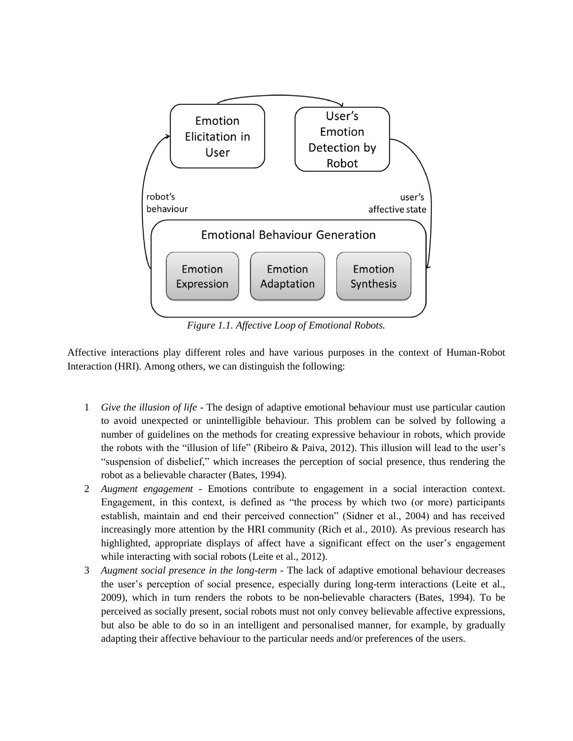Figure 1.1. Affective Loop of Emotional Robots.

Affective interactions play different roles and have various purposes in the context of Human-Robot Interaction (HRI). Among others, we can distinguish the following:

1. *Give the illusion of life* - The design of adaptive emotional behaviour must use particular caution to avoid unexpected or unintelligible behaviour. This problem can be solved by following a number of guidelines on the methods for creating expressive behaviour in robots, which provide the robots with the "illusion of life" (Ribeiro & Paiva, 2012). This illusion will lead to the user's "suspension of disbelief," which increases the perception of social presence, thus rendering the robot as a believable character (Bates, 1994).
2. *Augment engagement* - Emotions contribute to engagement in a social interaction context. Engagement, in this context, is defined as "the process by which two (or more) participants establish, maintain and end their perceived connection" (Sidner et al., 2004) and has received increasingly more attention by the HRI community (Rich et al., 2010). As previous research has highlighted, appropriate displays of affect have a significant effect on the user's engagement while interacting with social robots (Leite et al., 2012).
3. *Augment social presence in the long-term* - The lack of adaptive emotional behaviour decreases the user's perception of social presence, especially during long-term interactions (Leite et al., 2009), which in turn renders the robots to be non-believable characters (Bates, 1994). To be perceived as socially present, social robots must not only convey believable affective expressions, but also be able to do so in an intelligent and personalised manner, for example, by gradually adapting their affective behaviour to the particular needs and/or preferences of the users.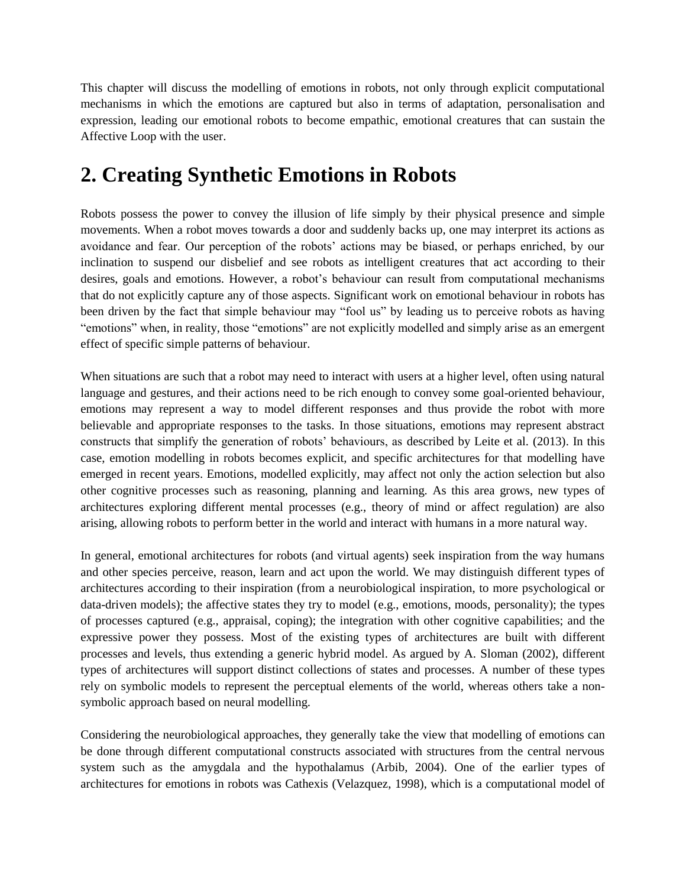This chapter will discuss the modelling of emotions in robots, not only through explicit computational mechanisms in which the emotions are captured but also in terms of adaptation, personalisation and expression, leading our emotional robots to become empathic, emotional creatures that can sustain the Affective Loop with the user.

## 2. Creating Synthetic Emotions in Robots

Robots possess the power to convey the illusion of life simply by their physical presence and simple movements. When a robot moves towards a door and suddenly backs up, one may interpret its actions as avoidance and fear. Our perception of the robots' actions may be biased, or perhaps enriched, by our inclination to suspend our disbelief and see robots as intelligent creatures that act according to their desires, goals and emotions. However, a robot's behaviour can result from computational mechanisms that do not explicitly capture any of those aspects. Significant work on emotional behaviour in robots has been driven by the fact that simple behaviour may "fool us" by leading us to perceive robots as having "emotions" when, in reality, those "emotions" are not explicitly modelled and simply arise as an emergent effect of specific simple patterns of behaviour.

When situations are such that a robot may need to interact with users at a higher level, often using natural language and gestures, and their actions need to be rich enough to convey some goal-oriented behaviour, emotions may represent a way to model different responses and thus provide the robot with more believable and appropriate responses to the tasks. In those situations, emotions may represent abstract constructs that simplify the generation of robots' behaviours, as described by Leite et al. (2013). In this case, emotion modelling in robots becomes explicit, and specific architectures for that modelling have emerged in recent years. Emotions, modelled explicitly, may affect not only the action selection but also other cognitive processes such as reasoning, planning and learning. As this area grows, new types of architectures exploring different mental processes (e.g., theory of mind or affect regulation) are also arising, allowing robots to perform better in the world and interact with humans in a more natural way.

In general, emotional architectures for robots (and virtual agents) seek inspiration from the way humans and other species perceive, reason, learn and act upon the world. We may distinguish different types of architectures according to their inspiration (from a neurobiological inspiration, to more psychological or data-driven models); the affective states they try to model (e.g., emotions, moods, personality); the types of processes captured (e.g., appraisal, coping); the integration with other cognitive capabilities; and the expressive power they possess. Most of the existing types of architectures are built with different processes and levels, thus extending a generic hybrid model. As argued by A. Sloman (2002), different types of architectures will support distinct collections of states and processes. A number of these types rely on symbolic models to represent the perceptual elements of the world, whereas others take a non-symbolic approach based on neural modelling.

Considering the neurobiological approaches, they generally take the view that modelling of emotions can be done through different computational constructs associated with structures from the central nervous system such as the amygdala and the hypothalamus (Arbib, 2004). One of the earlier types of architectures for emotions in robots was Cathexis (Velazquez, 1998), which is a computational model of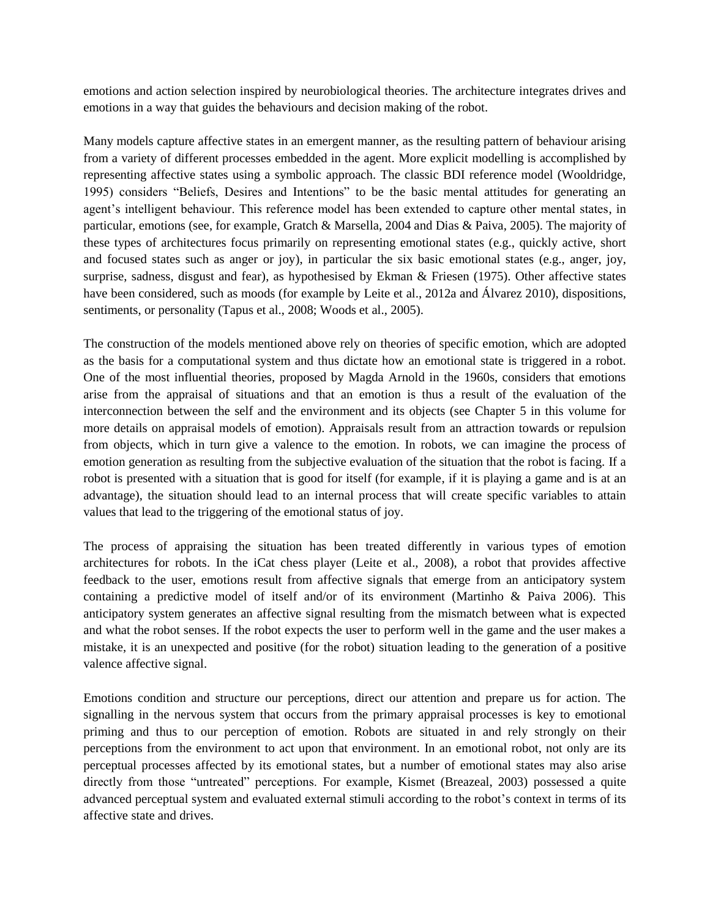emotions and action selection inspired by neurobiological theories. The architecture integrates drives and emotions in a way that guides the behaviours and decision making of the robot.

Many models capture affective states in an emergent manner, as the resulting pattern of behaviour arising from a variety of different processes embedded in the agent. More explicit modelling is accomplished by representing affective states using a symbolic approach. The classic BDI reference model (Wooldridge, 1995) considers "Beliefs, Desires and Intentions" to be the basic mental attitudes for generating an agent's intelligent behaviour. This reference model has been extended to capture other mental states, in particular, emotions (see, for example, Gratch & Marsella, 2004 and Dias & Paiva, 2005). The majority of these types of architectures focus primarily on representing emotional states (e.g., quickly active, short and focused states such as anger or joy), in particular the six basic emotional states (e.g., anger, joy, surprise, sadness, disgust and fear), as hypothesised by Ekman & Friesen (1975). Other affective states have been considered, such as moods (for example by Leite et al., 2012a and Álvarez 2010), dispositions, sentiments, or personality (Tapus et al., 2008; Woods et al., 2005).

The construction of the models mentioned above rely on theories of specific emotion, which are adopted as the basis for a computational system and thus dictate how an emotional state is triggered in a robot. One of the most influential theories, proposed by Magda Arnold in the 1960s, considers that emotions arise from the appraisal of situations and that an emotion is thus a result of the evaluation of the interconnection between the self and the environment and its objects (see Chapter 5 in this volume for more details on appraisal models of emotion). Appraisals result from an attraction towards or repulsion from objects, which in turn give a valence to the emotion. In robots, we can imagine the process of emotion generation as resulting from the subjective evaluation of the situation that the robot is facing. If a robot is presented with a situation that is good for itself (for example, if it is playing a game and is at an advantage), the situation should lead to an internal process that will create specific variables to attain values that lead to the triggering of the emotional status of joy.

The process of appraising the situation has been treated differently in various types of emotion architectures for robots. In the iCat chess player (Leite et al., 2008), a robot that provides affective feedback to the user, emotions result from affective signals that emerge from an anticipatory system containing a predictive model of itself and/or of its environment (Martinho & Paiva 2006). This anticipatory system generates an affective signal resulting from the mismatch between what is expected and what the robot senses. If the robot expects the user to perform well in the game and the user makes a mistake, it is an unexpected and positive (for the robot) situation leading to the generation of a positive valence affective signal.

Emotions condition and structure our perceptions, direct our attention and prepare us for action. The signalling in the nervous system that occurs from the primary appraisal processes is key to emotional priming and thus to our perception of emotion. Robots are situated in and rely strongly on their perceptions from the environment to act upon that environment. In an emotional robot, not only are its perceptual processes affected by its emotional states, but a number of emotional states may also arise directly from those "untreated" perceptions. For example, Kismet (Breazeal, 2003) possessed a quite advanced perceptual system and evaluated external stimuli according to the robot's context in terms of its affective state and drives.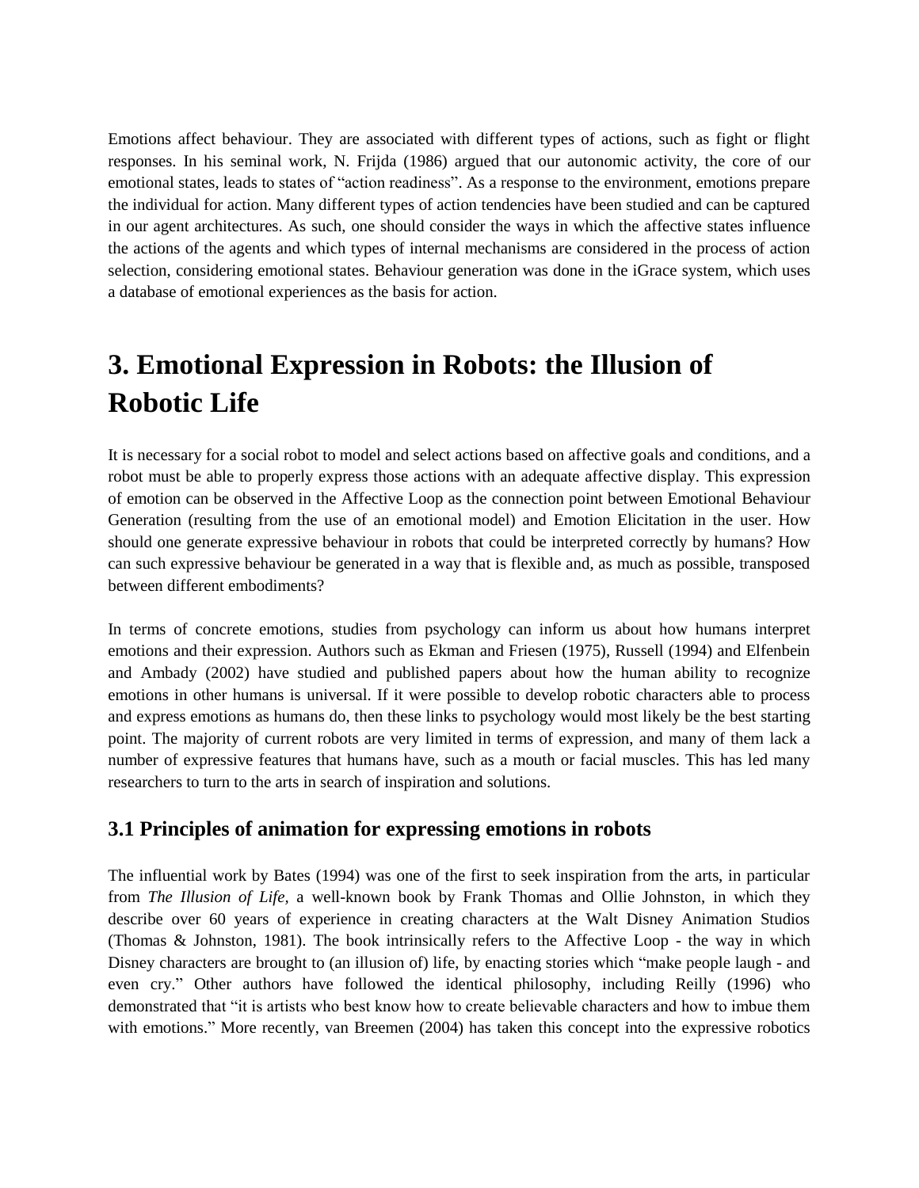Emotions affect behaviour. They are associated with different types of actions, such as fight or flight responses. In his seminal work, N. Frijda (1986) argued that our autonomic activity, the core of our emotional states, leads to states of "action readiness". As a response to the environment, emotions prepare the individual for action. Many different types of action tendencies have been studied and can be captured in our agent architectures. As such, one should consider the ways in which the affective states influence the actions of the agents and which types of internal mechanisms are considered in the process of action selection, considering emotional states. Behaviour generation was done in the iGrace system, which uses a database of emotional experiences as the basis for action.

# 3. Emotional Expression in Robots: the Illusion of Robotic Life

It is necessary for a social robot to model and select actions based on affective goals and conditions, and a robot must be able to properly express those actions with an adequate affective display. This expression of emotion can be observed in the Affective Loop as the connection point between Emotional Behaviour Generation (resulting from the use of an emotional model) and Emotion Elicitation in the user. How should one generate expressive behaviour in robots that could be interpreted correctly by humans? How can such expressive behaviour be generated in a way that is flexible and, as much as possible, transposed between different embodiments?

In terms of concrete emotions, studies from psychology can inform us about how humans interpret emotions and their expression. Authors such as Ekman and Friesen (1975), Russell (1994) and Elfenbein and Ambady (2002) have studied and published papers about how the human ability to recognize emotions in other humans is universal. If it were possible to develop robotic characters able to process and express emotions as humans do, then these links to psychology would most likely be the best starting point. The majority of current robots are very limited in terms of expression, and many of them lack a number of expressive features that humans have, such as a mouth or facial muscles. This has led many researchers to turn to the arts in search of inspiration and solutions.

## 3.1 Principles of animation for expressing emotions in robots

The influential work by Bates (1994) was one of the first to seek inspiration from the arts, in particular from *The Illusion of Life,* a well-known book by Frank Thomas and Ollie Johnston, in which they describe over 60 years of experience in creating characters at the Walt Disney Animation Studios (Thomas & Johnston, 1981). The book intrinsically refers to the Affective Loop - the way in which Disney characters are brought to (an illusion of) life, by enacting stories which "make people laugh - and even cry." Other authors have followed the identical philosophy, including Reilly (1996) who demonstrated that "it is artists who best know how to create believable characters and how to imbue them with emotions." More recently, van Breemen (2004) has taken this concept into the expressive robotics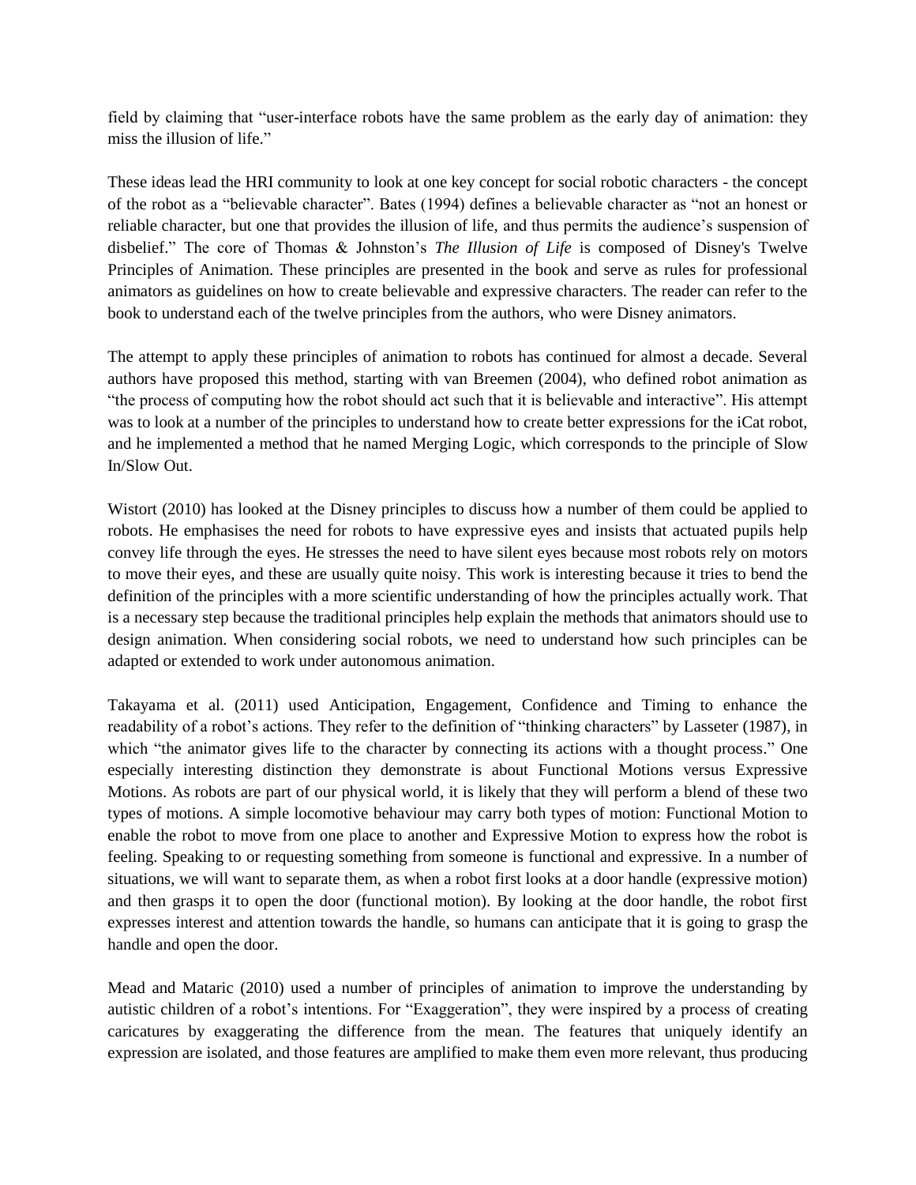field by claiming that "user-interface robots have the same problem as the early day of animation: they miss the illusion of life."

These ideas lead the HRI community to look at one key concept for social robotic characters - the concept of the robot as a "believable character". Bates (1994) defines a believable character as "not an honest or reliable character, but one that provides the illusion of life, and thus permits the audience's suspension of disbelief." The core of Thomas & Johnston's *The Illusion of Life* is composed of Disney's Twelve Principles of Animation. These principles are presented in the book and serve as rules for professional animators as guidelines on how to create believable and expressive characters. The reader can refer to the book to understand each of the twelve principles from the authors, who were Disney animators.

The attempt to apply these principles of animation to robots has continued for almost a decade. Several authors have proposed this method, starting with van Breemen (2004), who defined robot animation as "the process of computing how the robot should act such that it is believable and interactive". His attempt was to look at a number of the principles to understand how to create better expressions for the iCat robot, and he implemented a method that he named Merging Logic, which corresponds to the principle of Slow In/Slow Out.

Wistort (2010) has looked at the Disney principles to discuss how a number of them could be applied to robots. He emphasises the need for robots to have expressive eyes and insists that actuated pupils help convey life through the eyes. He stresses the need to have silent eyes because most robots rely on motors to move their eyes, and these are usually quite noisy. This work is interesting because it tries to bend the definition of the principles with a more scientific understanding of how the principles actually work. That is a necessary step because the traditional principles help explain the methods that animators should use to design animation. When considering social robots, we need to understand how such principles can be adapted or extended to work under autonomous animation.

Takayama et al. (2011) used Anticipation, Engagement, Confidence and Timing to enhance the readability of a robot's actions. They refer to the definition of "thinking characters" by Lasseter (1987), in which "the animator gives life to the character by connecting its actions with a thought process." One especially interesting distinction they demonstrate is about Functional Motions versus Expressive Motions. As robots are part of our physical world, it is likely that they will perform a blend of these two types of motions. A simple locomotive behaviour may carry both types of motion: Functional Motion to enable the robot to move from one place to another and Expressive Motion to express how the robot is feeling. Speaking to or requesting something from someone is functional and expressive. In a number of situations, we will want to separate them, as when a robot first looks at a door handle (expressive motion) and then grasps it to open the door (functional motion). By looking at the door handle, the robot first expresses interest and attention towards the handle, so humans can anticipate that it is going to grasp the handle and open the door.

Mead and Mataric (2010) used a number of principles of animation to improve the understanding by autistic children of a robot's intentions. For "Exaggeration", they were inspired by a process of creating caricatures by exaggerating the difference from the mean. The features that uniquely identify an expression are isolated, and those features are amplified to make them even more relevant, thus producing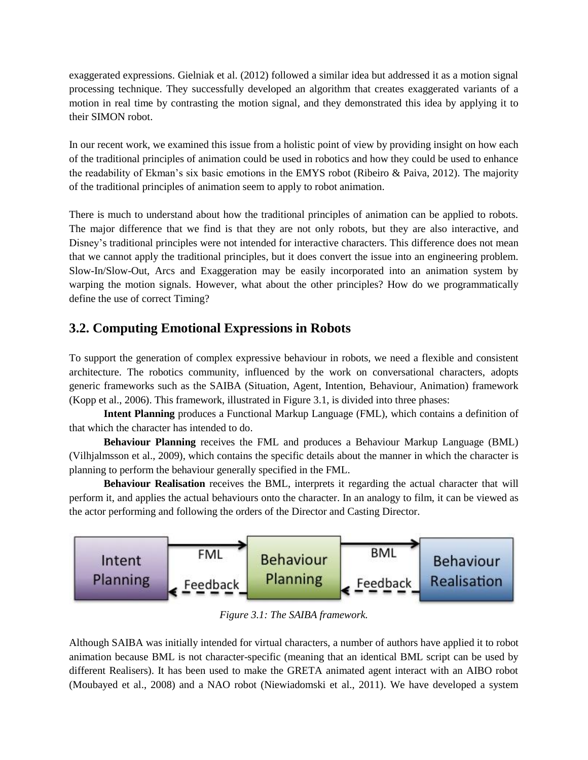exaggerated expressions. Gielniak et al. (2012) followed a similar idea but addressed it as a motion signal processing technique. They successfully developed an algorithm that creates exaggerated variants of a motion in real time by contrasting the motion signal, and they demonstrated this idea by applying it to their SIMON robot.

In our recent work, we examined this issue from a holistic point of view by providing insight on how each of the traditional principles of animation could be used in robotics and how they could be used to enhance the readability of Ekman's six basic emotions in the EMYS robot (Ribeiro & Paiva, 2012). The majority of the traditional principles of animation seem to apply to robot animation.

There is much to understand about how the traditional principles of animation can be applied to robots. The major difference that we find is that they are not only robots, but they are also interactive, and Disney's traditional principles were not intended for interactive characters. This difference does not mean that we cannot apply the traditional principles, but it does convert the issue into an engineering problem. Slow-In/Slow-Out, Arcs and Exaggeration may be easily incorporated into an animation system by warping the motion signals. However, what about the other principles? How do we programmatically define the use of correct Timing?

## 3.2. Computing Emotional Expressions in Robots

To support the generation of complex expressive behaviour in robots, we need a flexible and consistent architecture. The robotics community, influenced by the work on conversational characters, adopts generic frameworks such as the SAIBA (Situation, Agent, Intention, Behaviour, Animation) framework (Kopp et al., 2006). This framework, illustrated in Figure 3.1, is divided into three phases:

**Intent Planning** produces a Functional Markup Language (FML), which contains a definition of that which the character has intended to do.

**Behaviour Planning** receives the FML and produces a Behaviour Markup Language (BML) (Vilhjalmsson et al., 2009), which contains the specific details about the manner in which the character is planning to perform the behaviour generally specified in the FML.

**Behaviour Realisation** receives the BML, interprets it regarding the actual character that will perform it, and applies the actual behaviours onto the character. In an analogy to film, it can be viewed as the actor performing and following the orders of the Director and Casting Director.

Intent Planning → FML → Behaviour Planning → BML → Behaviour Realisation (with Feedback arrows in the reverse direction)

*Figure 3.1: The SAIBA framework.*

Although SAIBA was initially intended for virtual characters, a number of authors have applied it to robot animation because BML is not character-specific (meaning that an identical BML script can be used by different Realisers). It has been used to make the GRETA animated agent interact with an AIBO robot (Moubayed et al., 2008) and a NAO robot (Niewiadomski et al., 2011). We have developed a system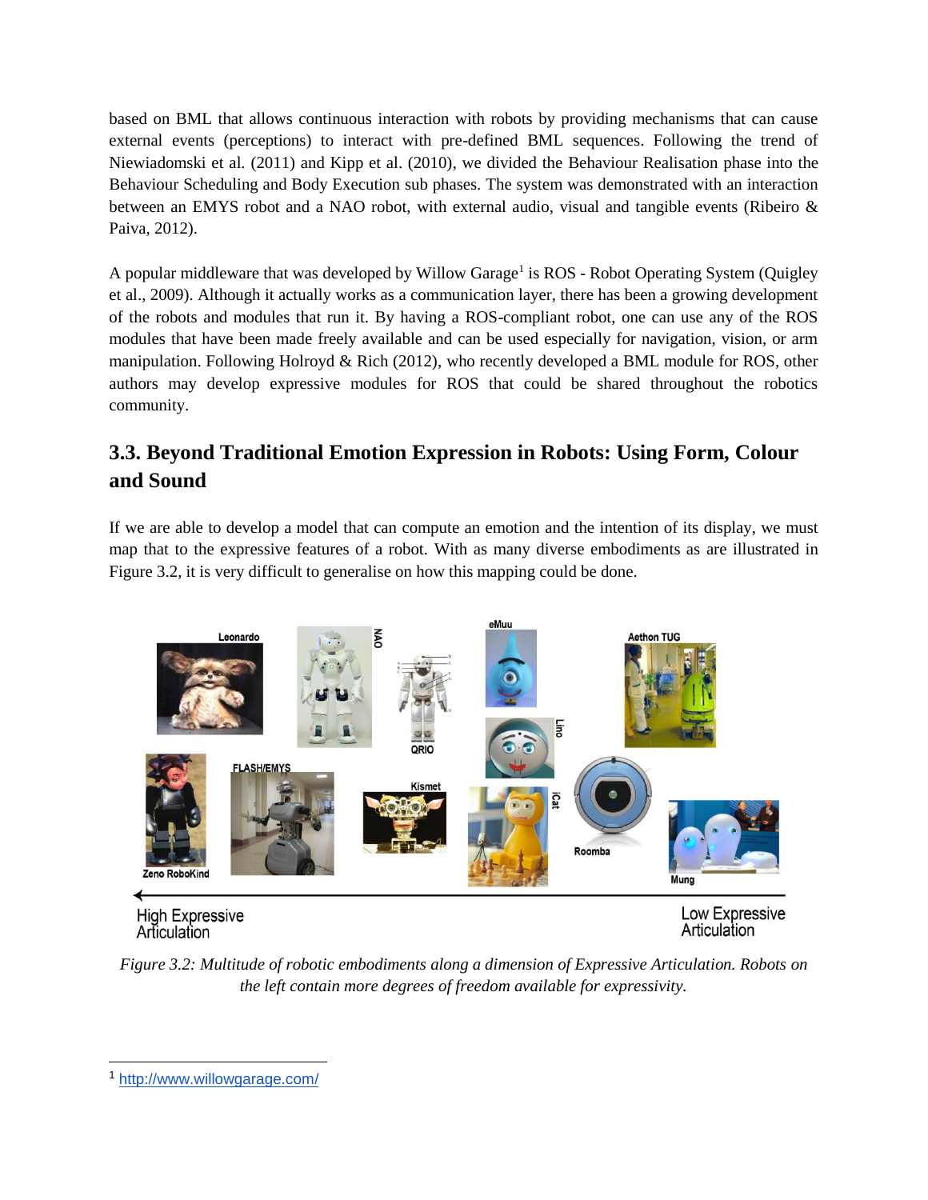based on BML that allows continuous interaction with robots by providing mechanisms that can cause external events (perceptions) to interact with pre-defined BML sequences. Following the trend of Niewiadomski et al. (2011) and Kipp et al. (2010), we divided the Behaviour Realisation phase into the Behaviour Scheduling and Body Execution sub phases. The system was demonstrated with an interaction between an EMYS robot and a NAO robot, with external audio, visual and tangible events (Ribeiro & Paiva, 2012).

A popular middleware that was developed by Willow Garage[1] is ROS - Robot Operating System (Quigley et al., 2009). Although it actually works as a communication layer, there has been a growing development of the robots and modules that run it. By having a ROS-compliant robot, one can use any of the ROS modules that have been made freely available and can be used especially for navigation, vision, or arm manipulation. Following Holroyd & Rich (2012), who recently developed a BML module for ROS, other authors may develop expressive modules for ROS that could be shared throughout the robotics community.

## 3.3. Beyond Traditional Emotion Expression in Robots: Using Form, Colour and Sound

If we are able to develop a model that can compute an emotion and the intention of its display, we must map that to the expressive features of a robot. With as many diverse embodiments as are illustrated in Figure 3.2, it is very difficult to generalise on how this mapping could be done.

*Figure 3.2: Multitude of robotic embodiments along a dimension of Expressive Articulation. Robots on the left contain more degrees of freedom available for expressivity.*

[1] http://www.willowgarage.com/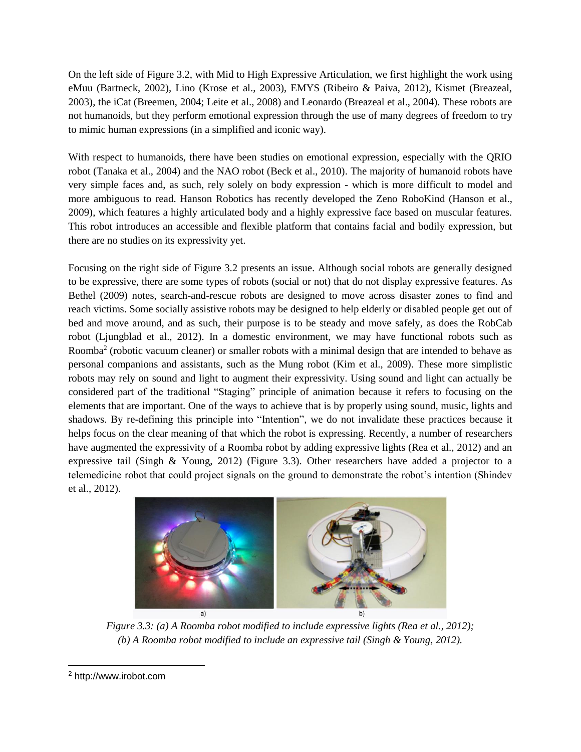On the left side of Figure 3.2, with Mid to High Expressive Articulation, we first highlight the work using eMuu (Bartneck, 2002), Lino (Krose et al., 2003), EMYS (Ribeiro & Paiva, 2012), Kismet (Breazeal, 2003), the iCat (Breemen, 2004; Leite et al., 2008) and Leonardo (Breazeal et al., 2004). These robots are not humanoids, but they perform emotional expression through the use of many degrees of freedom to try to mimic human expressions (in a simplified and iconic way).

With respect to humanoids, there have been studies on emotional expression, especially with the QRIO robot (Tanaka et al., 2004) and the NAO robot (Beck et al., 2010). The majority of humanoid robots have very simple faces and, as such, rely solely on body expression - which is more difficult to model and more ambiguous to read. Hanson Robotics has recently developed the Zeno RoboKind (Hanson et al., 2009), which features a highly articulated body and a highly expressive face based on muscular features. This robot introduces an accessible and flexible platform that contains facial and bodily expression, but there are no studies on its expressivity yet.

Focusing on the right side of Figure 3.2 presents an issue. Although social robots are generally designed to be expressive, there are some types of robots (social or not) that do not display expressive features. As Bethel (2009) notes, search-and-rescue robots are designed to move across disaster zones to find and reach victims. Some socially assistive robots may be designed to help elderly or disabled people get out of bed and move around, and as such, their purpose is to be steady and move safely, as does the RobCab robot (Ljungblad et al., 2012). In a domestic environment, we may have functional robots such as Roomba[2] (robotic vacuum cleaner) or smaller robots with a minimal design that are intended to behave as personal companions and assistants, such as the Mung robot (Kim et al., 2009). These more simplistic robots may rely on sound and light to augment their expressivity. Using sound and light can actually be considered part of the traditional "Staging" principle of animation because it refers to focusing on the elements that are important. One of the ways to achieve that is by properly using sound, music, lights and shadows. By re-defining this principle into "Intention", we do not invalidate these practices because it helps focus on the clear meaning of that which the robot is expressing. Recently, a number of researchers have augmented the expressivity of a Roomba robot by adding expressive lights (Rea et al., 2012) and an expressive tail (Singh & Young, 2012) (Figure 3.3). Other researchers have added a projector to a telemedicine robot that could project signals on the ground to demonstrate the robot's intention (Shindev et al., 2012).

a) b)

*Figure 3.3: (a) A Roomba robot modified to include expressive lights (Rea et al., 2012); (b) A Roomba robot modified to include an expressive tail (Singh & Young, 2012).*

[2] http://www.irobot.com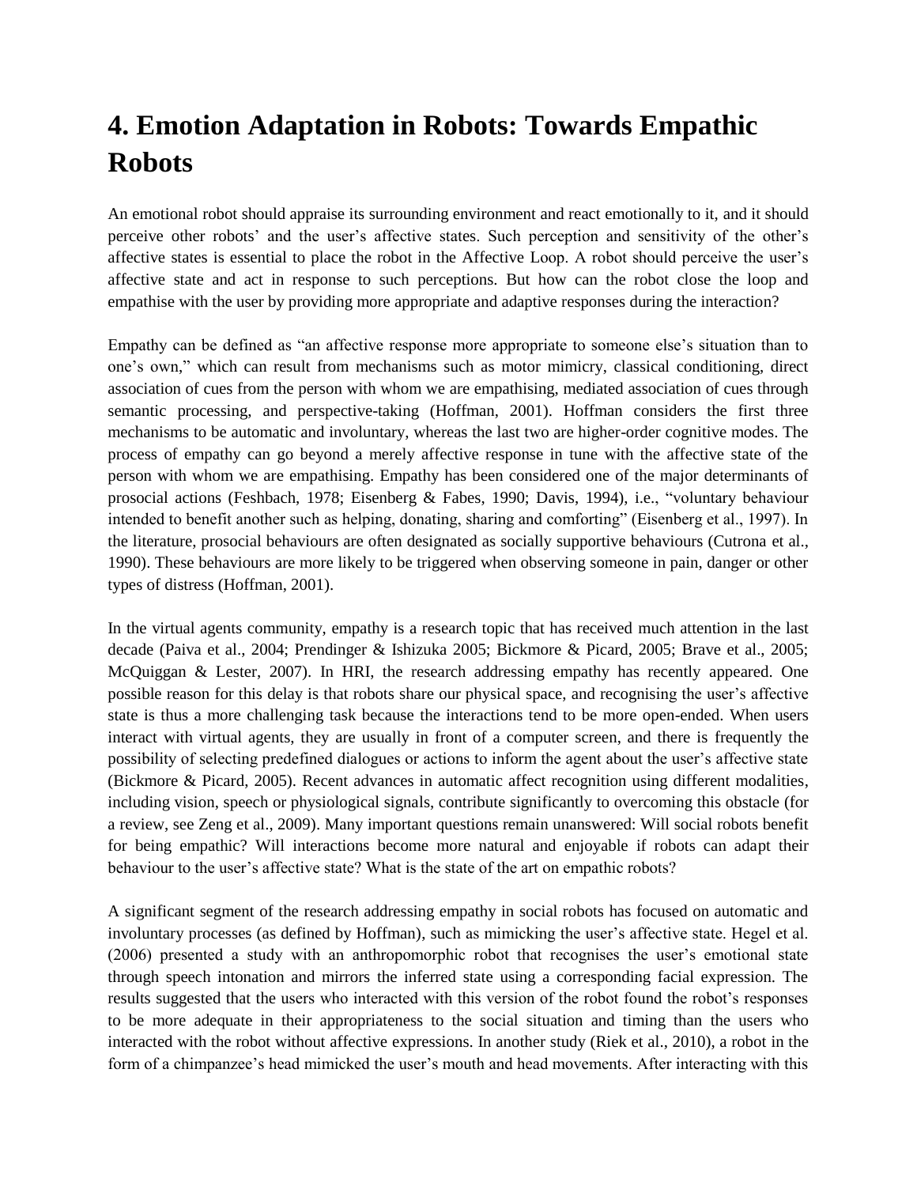# 4. Emotion Adaptation in Robots: Towards Empathic Robots

An emotional robot should appraise its surrounding environment and react emotionally to it, and it should perceive other robots' and the user's affective states. Such perception and sensitivity of the other's affective states is essential to place the robot in the Affective Loop. A robot should perceive the user's affective state and act in response to such perceptions. But how can the robot close the loop and empathise with the user by providing more appropriate and adaptive responses during the interaction?

Empathy can be defined as "an affective response more appropriate to someone else's situation than to one's own," which can result from mechanisms such as motor mimicry, classical conditioning, direct association of cues from the person with whom we are empathising, mediated association of cues through semantic processing, and perspective-taking (Hoffman, 2001). Hoffman considers the first three mechanisms to be automatic and involuntary, whereas the last two are higher-order cognitive modes. The process of empathy can go beyond a merely affective response in tune with the affective state of the person with whom we are empathising. Empathy has been considered one of the major determinants of prosocial actions (Feshbach, 1978; Eisenberg & Fabes, 1990; Davis, 1994), i.e., "voluntary behaviour intended to benefit another such as helping, donating, sharing and comforting" (Eisenberg et al., 1997). In the literature, prosocial behaviours are often designated as socially supportive behaviours (Cutrona et al., 1990). These behaviours are more likely to be triggered when observing someone in pain, danger or other types of distress (Hoffman, 2001).

In the virtual agents community, empathy is a research topic that has received much attention in the last decade (Paiva et al., 2004; Prendinger & Ishizuka 2005; Bickmore & Picard, 2005; Brave et al., 2005; McQuiggan & Lester, 2007). In HRI, the research addressing empathy has recently appeared. One possible reason for this delay is that robots share our physical space, and recognising the user's affective state is thus a more challenging task because the interactions tend to be more open-ended. When users interact with virtual agents, they are usually in front of a computer screen, and there is frequently the possibility of selecting predefined dialogues or actions to inform the agent about the user's affective state (Bickmore & Picard, 2005). Recent advances in automatic affect recognition using different modalities, including vision, speech or physiological signals, contribute significantly to overcoming this obstacle (for a review, see Zeng et al., 2009). Many important questions remain unanswered: Will social robots benefit for being empathic? Will interactions become more natural and enjoyable if robots can adapt their behaviour to the user's affective state? What is the state of the art on empathic robots?

A significant segment of the research addressing empathy in social robots has focused on automatic and involuntary processes (as defined by Hoffman), such as mimicking the user's affective state. Hegel et al. (2006) presented a study with an anthropomorphic robot that recognises the user's emotional state through speech intonation and mirrors the inferred state using a corresponding facial expression. The results suggested that the users who interacted with this version of the robot found the robot's responses to be more adequate in their appropriateness to the social situation and timing than the users who interacted with the robot without affective expressions. In another study (Riek et al., 2010), a robot in the form of a chimpanzee's head mimicked the user's mouth and head movements. After interacting with this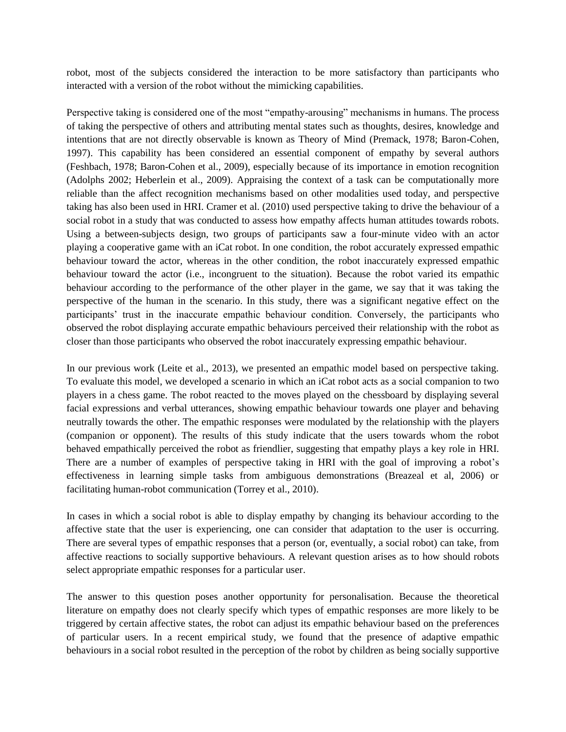robot, most of the subjects considered the interaction to be more satisfactory than participants who interacted with a version of the robot without the mimicking capabilities.

Perspective taking is considered one of the most "empathy-arousing" mechanisms in humans. The process of taking the perspective of others and attributing mental states such as thoughts, desires, knowledge and intentions that are not directly observable is known as Theory of Mind (Premack, 1978; Baron-Cohen, 1997). This capability has been considered an essential component of empathy by several authors (Feshbach, 1978; Baron-Cohen et al., 2009), especially because of its importance in emotion recognition (Adolphs 2002; Heberlein et al., 2009). Appraising the context of a task can be computationally more reliable than the affect recognition mechanisms based on other modalities used today, and perspective taking has also been used in HRI. Cramer et al. (2010) used perspective taking to drive the behaviour of a social robot in a study that was conducted to assess how empathy affects human attitudes towards robots. Using a between-subjects design, two groups of participants saw a four-minute video with an actor playing a cooperative game with an iCat robot. In one condition, the robot accurately expressed empathic behaviour toward the actor, whereas in the other condition, the robot inaccurately expressed empathic behaviour toward the actor (i.e., incongruent to the situation). Because the robot varied its empathic behaviour according to the performance of the other player in the game, we say that it was taking the perspective of the human in the scenario. In this study, there was a significant negative effect on the participants' trust in the inaccurate empathic behaviour condition. Conversely, the participants who observed the robot displaying accurate empathic behaviours perceived their relationship with the robot as closer than those participants who observed the robot inaccurately expressing empathic behaviour.

In our previous work (Leite et al., 2013), we presented an empathic model based on perspective taking. To evaluate this model, we developed a scenario in which an iCat robot acts as a social companion to two players in a chess game. The robot reacted to the moves played on the chessboard by displaying several facial expressions and verbal utterances, showing empathic behaviour towards one player and behaving neutrally towards the other. The empathic responses were modulated by the relationship with the players (companion or opponent). The results of this study indicate that the users towards whom the robot behaved empathically perceived the robot as friendlier, suggesting that empathy plays a key role in HRI. There are a number of examples of perspective taking in HRI with the goal of improving a robot's effectiveness in learning simple tasks from ambiguous demonstrations (Breazeal et al, 2006) or facilitating human-robot communication (Torrey et al., 2010).

In cases in which a social robot is able to display empathy by changing its behaviour according to the affective state that the user is experiencing, one can consider that adaptation to the user is occurring. There are several types of empathic responses that a person (or, eventually, a social robot) can take, from affective reactions to socially supportive behaviours. A relevant question arises as to how should robots select appropriate empathic responses for a particular user.

The answer to this question poses another opportunity for personalisation. Because the theoretical literature on empathy does not clearly specify which types of empathic responses are more likely to be triggered by certain affective states, the robot can adjust its empathic behaviour based on the preferences of particular users. In a recent empirical study, we found that the presence of adaptive empathic behaviours in a social robot resulted in the perception of the robot by children as being socially supportive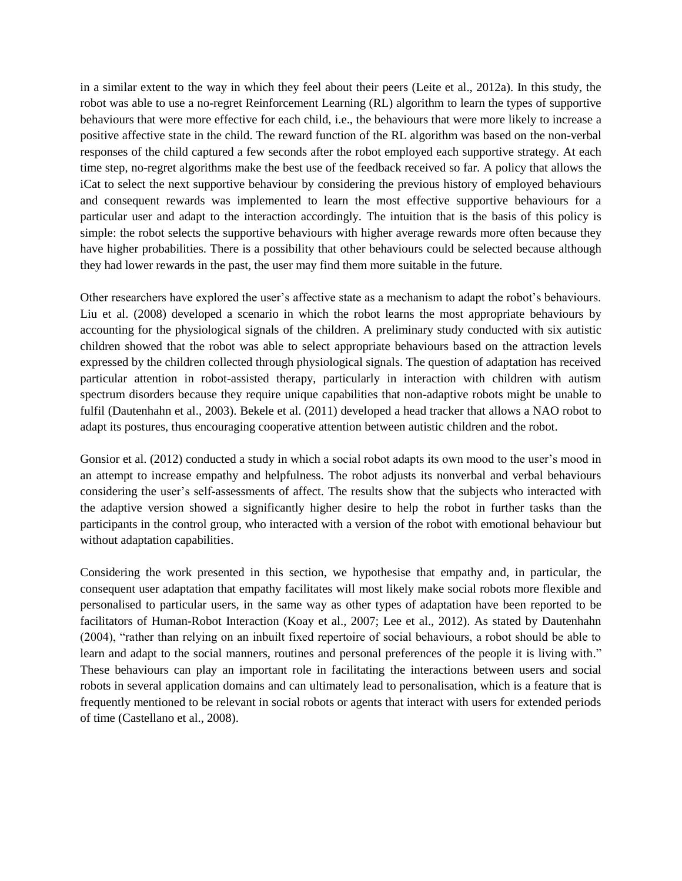in a similar extent to the way in which they feel about their peers (Leite et al., 2012a). In this study, the robot was able to use a no-regret Reinforcement Learning (RL) algorithm to learn the types of supportive behaviours that were more effective for each child, i.e., the behaviours that were more likely to increase a positive affective state in the child. The reward function of the RL algorithm was based on the non-verbal responses of the child captured a few seconds after the robot employed each supportive strategy. At each time step, no-regret algorithms make the best use of the feedback received so far. A policy that allows the iCat to select the next supportive behaviour by considering the previous history of employed behaviours and consequent rewards was implemented to learn the most effective supportive behaviours for a particular user and adapt to the interaction accordingly. The intuition that is the basis of this policy is simple: the robot selects the supportive behaviours with higher average rewards more often because they have higher probabilities. There is a possibility that other behaviours could be selected because although they had lower rewards in the past, the user may find them more suitable in the future.

Other researchers have explored the user's affective state as a mechanism to adapt the robot's behaviours. Liu et al. (2008) developed a scenario in which the robot learns the most appropriate behaviours by accounting for the physiological signals of the children. A preliminary study conducted with six autistic children showed that the robot was able to select appropriate behaviours based on the attraction levels expressed by the children collected through physiological signals. The question of adaptation has received particular attention in robot-assisted therapy, particularly in interaction with children with autism spectrum disorders because they require unique capabilities that non-adaptive robots might be unable to fulfil (Dautenhahn et al., 2003). Bekele et al. (2011) developed a head tracker that allows a NAO robot to adapt its postures, thus encouraging cooperative attention between autistic children and the robot.

Gonsior et al. (2012) conducted a study in which a social robot adapts its own mood to the user's mood in an attempt to increase empathy and helpfulness. The robot adjusts its nonverbal and verbal behaviours considering the user's self-assessments of affect. The results show that the subjects who interacted with the adaptive version showed a significantly higher desire to help the robot in further tasks than the participants in the control group, who interacted with a version of the robot with emotional behaviour but without adaptation capabilities.

Considering the work presented in this section, we hypothesise that empathy and, in particular, the consequent user adaptation that empathy facilitates will most likely make social robots more flexible and personalised to particular users, in the same way as other types of adaptation have been reported to be facilitators of Human-Robot Interaction (Koay et al., 2007; Lee et al., 2012). As stated by Dautenhahn (2004), "rather than relying on an inbuilt fixed repertoire of social behaviours, a robot should be able to learn and adapt to the social manners, routines and personal preferences of the people it is living with." These behaviours can play an important role in facilitating the interactions between users and social robots in several application domains and can ultimately lead to personalisation, which is a feature that is frequently mentioned to be relevant in social robots or agents that interact with users for extended periods of time (Castellano et al., 2008).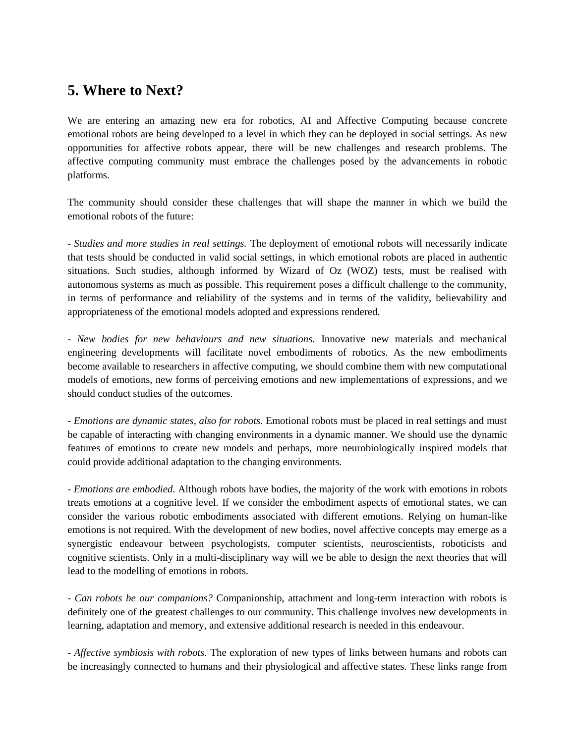## 5. Where to Next?

We are entering an amazing new era for robotics, AI and Affective Computing because concrete emotional robots are being developed to a level in which they can be deployed in social settings. As new opportunities for affective robots appear, there will be new challenges and research problems. The affective computing community must embrace the challenges posed by the advancements in robotic platforms.

The community should consider these challenges that will shape the manner in which we build the emotional robots of the future:

- *Studies and more studies in real settings.* The deployment of emotional robots will necessarily indicate that tests should be conducted in valid social settings, in which emotional robots are placed in authentic situations. Such studies, although informed by Wizard of Oz (WOZ) tests, must be realised with autonomous systems as much as possible. This requirement poses a difficult challenge to the community, in terms of performance and reliability of the systems and in terms of the validity, believability and appropriateness of the emotional models adopted and expressions rendered.

- *New bodies for new behaviours and new situations.* Innovative new materials and mechanical engineering developments will facilitate novel embodiments of robotics. As the new embodiments become available to researchers in affective computing, we should combine them with new computational models of emotions, new forms of perceiving emotions and new implementations of expressions, and we should conduct studies of the outcomes.

- *Emotions are dynamic states, also for robots.* Emotional robots must be placed in real settings and must be capable of interacting with changing environments in a dynamic manner. We should use the dynamic features of emotions to create new models and perhaps, more neurobiologically inspired models that could provide additional adaptation to the changing environments.

- *Emotions are embodied.* Although robots have bodies, the majority of the work with emotions in robots treats emotions at a cognitive level. If we consider the embodiment aspects of emotional states, we can consider the various robotic embodiments associated with different emotions. Relying on human-like emotions is not required. With the development of new bodies, novel affective concepts may emerge as a synergistic endeavour between psychologists, computer scientists, neuroscientists, roboticists and cognitive scientists. Only in a multi-disciplinary way will we be able to design the next theories that will lead to the modelling of emotions in robots.

- *Can robots be our companions?* Companionship, attachment and long-term interaction with robots is definitely one of the greatest challenges to our community. This challenge involves new developments in learning, adaptation and memory, and extensive additional research is needed in this endeavour.

- *Affective symbiosis with robots.* The exploration of new types of links between humans and robots can be increasingly connected to humans and their physiological and affective states. These links range from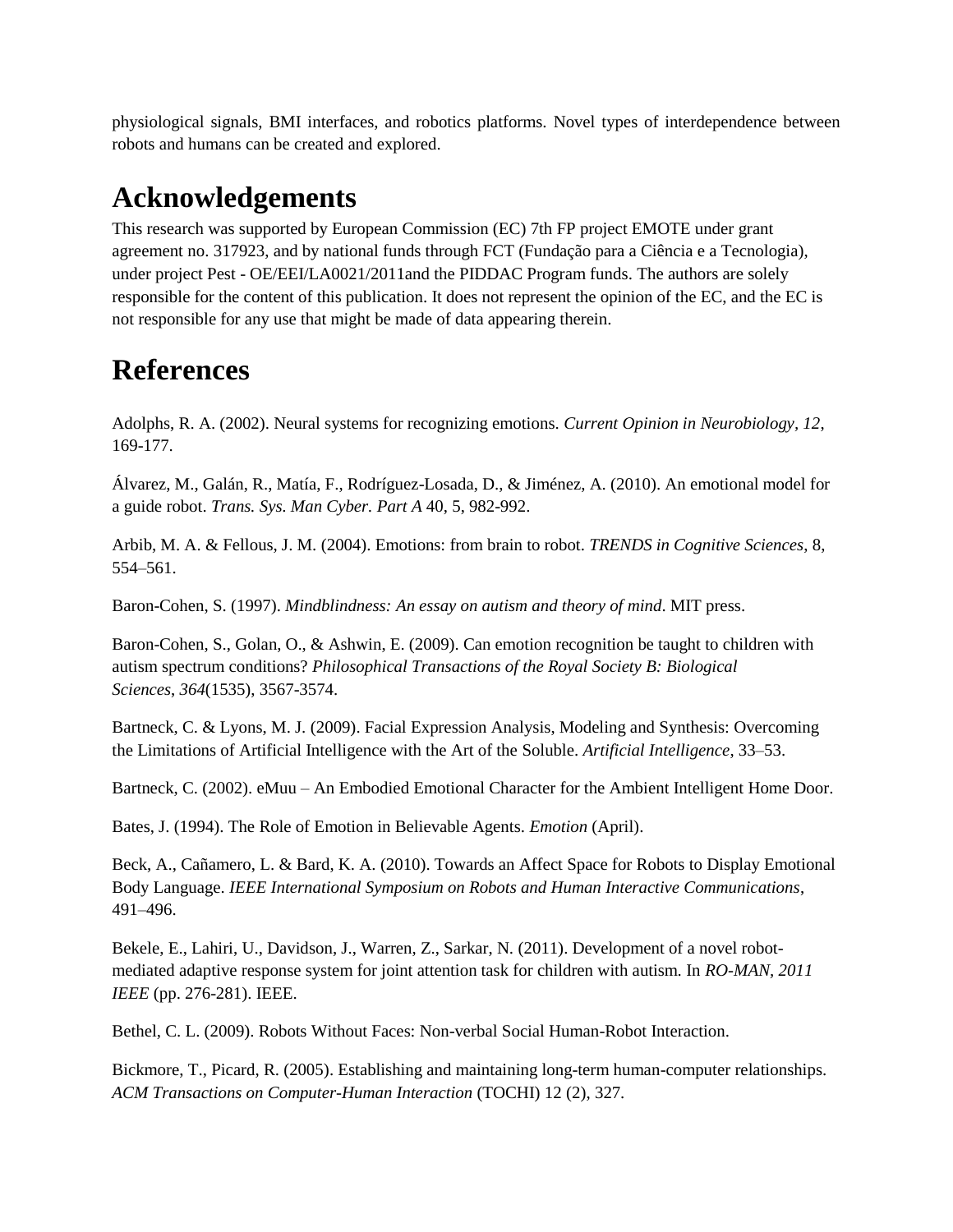physiological signals, BMI interfaces, and robotics platforms. Novel types of interdependence between robots and humans can be created and explored.

# Acknowledgements

This research was supported by European Commission (EC) 7th FP project EMOTE under grant agreement no. 317923, and by national funds through FCT (Fundação para a Ciência e a Tecnologia), under project Pest - OE/EEI/LA0021/2011and the PIDDAC Program funds. The authors are solely responsible for the content of this publication. It does not represent the opinion of the EC, and the EC is not responsible for any use that might be made of data appearing therein.

# References

Adolphs, R. A. (2002). Neural systems for recognizing emotions. *Current Opinion in Neurobiology, 12*, 169-177.

Álvarez, M., Galán, R., Matía, F., Rodríguez-Losada, D., & Jiménez, A. (2010). An emotional model for a guide robot. *Trans. Sys. Man Cyber. Part A* 40, 5, 982-992.

Arbib, M. A. & Fellous, J. M. (2004). Emotions: from brain to robot. *TRENDS in Cognitive Sciences*, 8, 554–561.

Baron-Cohen, S. (1997). *Mindblindness: An essay on autism and theory of mind*. MIT press.

Baron-Cohen, S., Golan, O., & Ashwin, E. (2009). Can emotion recognition be taught to children with autism spectrum conditions? *Philosophical Transactions of the Royal Society B: Biological Sciences*, *364*(1535), 3567-3574.

Bartneck, C. & Lyons, M. J. (2009). Facial Expression Analysis, Modeling and Synthesis: Overcoming the Limitations of Artificial Intelligence with the Art of the Soluble. *Artificial Intelligence*, 33–53.

Bartneck, C. (2002). eMuu – An Embodied Emotional Character for the Ambient Intelligent Home Door.

Bates, J. (1994). The Role of Emotion in Believable Agents. *Emotion* (April).

Beck, A., Cañamero, L. & Bard, K. A. (2010). Towards an Affect Space for Robots to Display Emotional Body Language. *IEEE International Symposium on Robots and Human Interactive Communications*, 491–496.

Bekele, E., Lahiri, U., Davidson, J., Warren, Z., Sarkar, N. (2011). Development of a novel robot-mediated adaptive response system for joint attention task for children with autism. In *RO-MAN, 2011 IEEE* (pp. 276-281). IEEE.

Bethel, C. L. (2009). Robots Without Faces: Non-verbal Social Human-Robot Interaction.

Bickmore, T., Picard, R. (2005). Establishing and maintaining long-term human-computer relationships. *ACM Transactions on Computer-Human Interaction* (TOCHI) 12 (2), 327.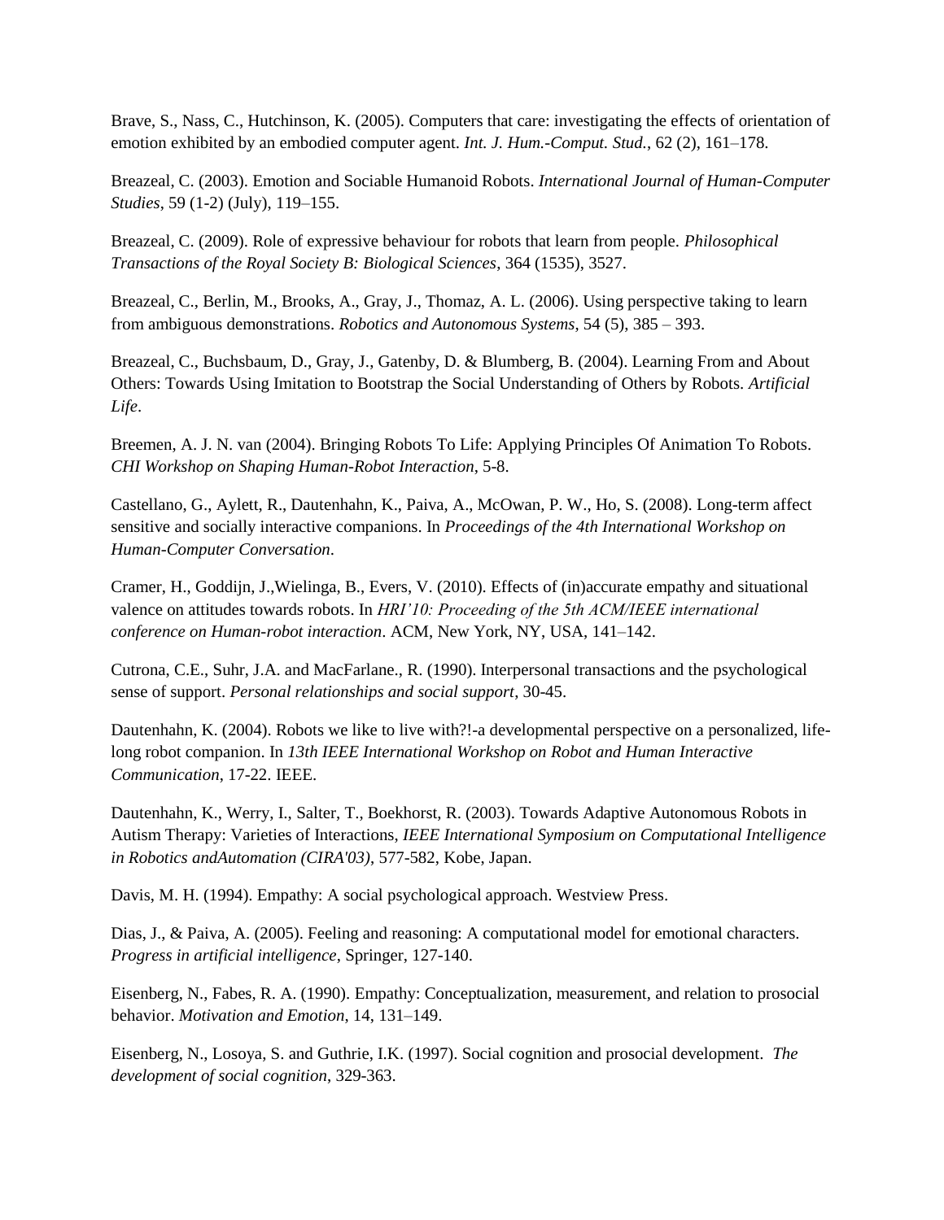Brave, S., Nass, C., Hutchinson, K. (2005). Computers that care: investigating the effects of orientation of emotion exhibited by an embodied computer agent. *Int. J. Hum.-Comput. Stud.*, 62 (2), 161–178.

Breazeal, C. (2003). Emotion and Sociable Humanoid Robots. *International Journal of Human-Computer Studies*, 59 (1-2) (July), 119–155.

Breazeal, C. (2009). Role of expressive behaviour for robots that learn from people. *Philosophical Transactions of the Royal Society B: Biological Sciences*, 364 (1535), 3527.

Breazeal, C., Berlin, M., Brooks, A., Gray, J., Thomaz, A. L. (2006). Using perspective taking to learn from ambiguous demonstrations. *Robotics and Autonomous Systems*, 54 (5), 385 – 393.

Breazeal, C., Buchsbaum, D., Gray, J., Gatenby, D. & Blumberg, B. (2004). Learning From and About Others: Towards Using Imitation to Bootstrap the Social Understanding of Others by Robots. *Artificial Life*.

Breemen, A. J. N. van (2004). Bringing Robots To Life: Applying Principles Of Animation To Robots. *CHI Workshop on Shaping Human-Robot Interaction*, 5-8.

Castellano, G., Aylett, R., Dautenhahn, K., Paiva, A., McOwan, P. W., Ho, S. (2008). Long-term affect sensitive and socially interactive companions. In *Proceedings of the 4th International Workshop on Human-Computer Conversation*.

Cramer, H., Goddijn, J.,Wielinga, B., Evers, V. (2010). Effects of (in)accurate empathy and situational valence on attitudes towards robots. In *HRI'10: Proceeding of the 5th ACM/IEEE international conference on Human-robot interaction*. ACM, New York, NY, USA, 141–142.

Cutrona, C.E., Suhr, J.A. and MacFarlane., R. (1990). Interpersonal transactions and the psychological sense of support. *Personal relationships and social support*, 30-45.

Dautenhahn, K. (2004). Robots we like to live with?!-a developmental perspective on a personalized, life-long robot companion. In *13th IEEE International Workshop on Robot and Human Interactive Communication*, 17-22. IEEE.

Dautenhahn, K., Werry, I., Salter, T., Boekhorst, R. (2003). Towards Adaptive Autonomous Robots in Autism Therapy: Varieties of Interactions, *IEEE International Symposium on Computational Intelligence in Robotics andAutomation (CIRA'03)*, 577-582, Kobe, Japan.

Davis, M. H. (1994). Empathy: A social psychological approach. Westview Press.

Dias, J., & Paiva, A. (2005). Feeling and reasoning: A computational model for emotional characters. *Progress in artificial intelligence*, Springer, 127-140.

Eisenberg, N., Fabes, R. A. (1990). Empathy: Conceptualization, measurement, and relation to prosocial behavior. *Motivation and Emotion*, 14, 131–149.

Eisenberg, N., Losoya, S. and Guthrie, I.K. (1997). Social cognition and prosocial development. *The development of social cognition*, 329-363.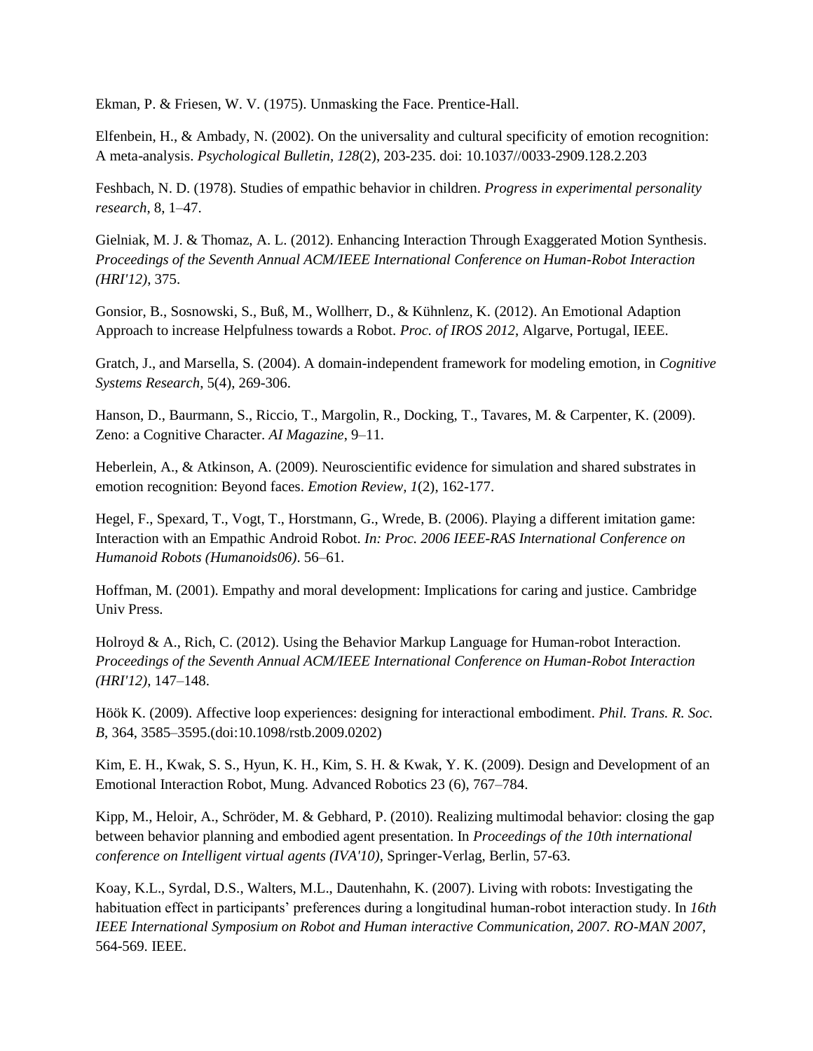Ekman, P. & Friesen, W. V. (1975). Unmasking the Face. Prentice-Hall.

Elfenbein, H., & Ambady, N. (2002). On the universality and cultural specificity of emotion recognition: A meta-analysis. *Psychological Bulletin, 128*(2), 203-235. doi: 10.1037//0033-2909.128.2.203

Feshbach, N. D. (1978). Studies of empathic behavior in children. *Progress in experimental personality research*, 8, 1–47.

Gielniak, M. J. & Thomaz, A. L. (2012). Enhancing Interaction Through Exaggerated Motion Synthesis. *Proceedings of the Seventh Annual ACM/IEEE International Conference on Human-Robot Interaction (HRI'12)*, 375.

Gonsior, B., Sosnowski, S., Buß, M., Wollherr, D., & Kühnlenz, K. (2012). An Emotional Adaption Approach to increase Helpfulness towards a Robot. *Proc. of IROS 2012*, Algarve, Portugal, IEEE.

Gratch, J., and Marsella, S. (2004). A domain-independent framework for modeling emotion, in *Cognitive Systems Research*, 5(4), 269-306.

Hanson, D., Baurmann, S., Riccio, T., Margolin, R., Docking, T., Tavares, M. & Carpenter, K. (2009). Zeno: a Cognitive Character. *AI Magazine*, 9–11.

Heberlein, A., & Atkinson, A. (2009). Neuroscientific evidence for simulation and shared substrates in emotion recognition: Beyond faces. *Emotion Review, 1*(2), 162-177.

Hegel, F., Spexard, T., Vogt, T., Horstmann, G., Wrede, B. (2006). Playing a different imitation game: Interaction with an Empathic Android Robot. *In: Proc. 2006 IEEE-RAS International Conference on Humanoid Robots (Humanoids06)*. 56–61.

Hoffman, M. (2001). Empathy and moral development: Implications for caring and justice. Cambridge Univ Press.

Holroyd & A., Rich, C. (2012). Using the Behavior Markup Language for Human-robot Interaction. *Proceedings of the Seventh Annual ACM/IEEE International Conference on Human-Robot Interaction (HRI'12)*, 147–148.

Höök K. (2009). Affective loop experiences: designing for interactional embodiment. *Phil. Trans. R. Soc. B*, 364, 3585–3595.(doi:10.1098/rstb.2009.0202)

Kim, E. H., Kwak, S. S., Hyun, K. H., Kim, S. H. & Kwak, Y. K. (2009). Design and Development of an Emotional Interaction Robot, Mung. Advanced Robotics 23 (6), 767–784.

Kipp, M., Heloir, A., Schröder, M. & Gebhard, P. (2010). Realizing multimodal behavior: closing the gap between behavior planning and embodied agent presentation. In *Proceedings of the 10th international conference on Intelligent virtual agents (IVA'10)*, Springer-Verlag, Berlin, 57-63.

Koay, K.L., Syrdal, D.S., Walters, M.L., Dautenhahn, K. (2007). Living with robots: Investigating the habituation effect in participants' preferences during a longitudinal human-robot interaction study. In *16th IEEE International Symposium on Robot and Human interactive Communication, 2007. RO-MAN 2007*, 564-569. IEEE.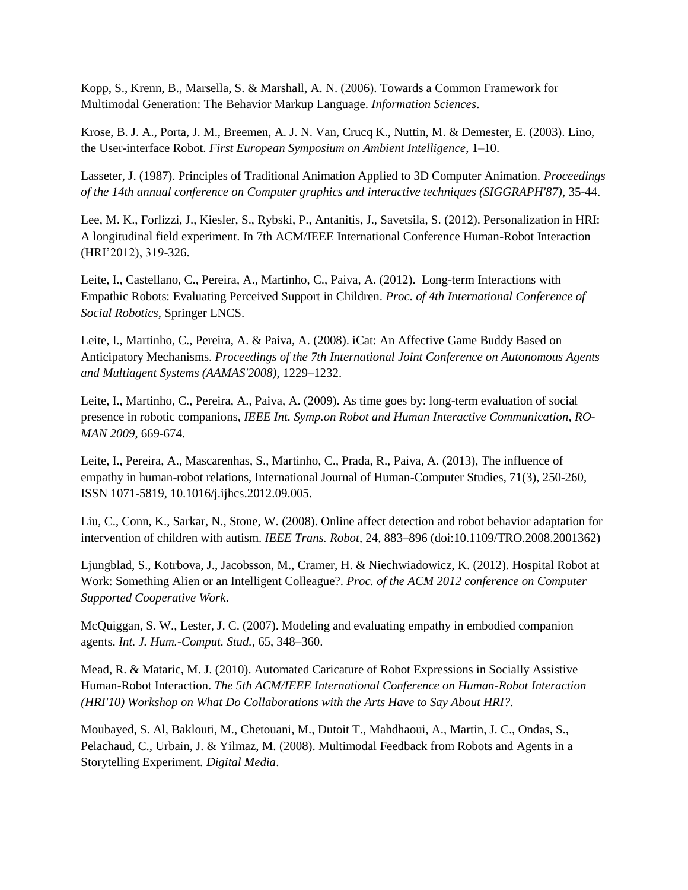Kopp, S., Krenn, B., Marsella, S. & Marshall, A. N. (2006). Towards a Common Framework for Multimodal Generation: The Behavior Markup Language. *Information Sciences*.

Krose, B. J. A., Porta, J. M., Breemen, A. J. N. Van, Crucq K., Nuttin, M. & Demester, E. (2003). Lino, the User-interface Robot. *First European Symposium on Ambient Intelligence*, 1–10.

Lasseter, J. (1987). Principles of Traditional Animation Applied to 3D Computer Animation. *Proceedings of the 14th annual conference on Computer graphics and interactive techniques (SIGGRAPH'87)*, 35-44.

Lee, M. K., Forlizzi, J., Kiesler, S., Rybski, P., Antanitis, J., Savetsila, S. (2012). Personalization in HRI: A longitudinal field experiment. In 7th ACM/IEEE International Conference Human-Robot Interaction (HRI'2012), 319-326.

Leite, I., Castellano, C., Pereira, A., Martinho, C., Paiva, A. (2012). Long-term Interactions with Empathic Robots: Evaluating Perceived Support in Children. *Proc. of 4th International Conference of Social Robotics*, Springer LNCS.

Leite, I., Martinho, C., Pereira, A. & Paiva, A. (2008). iCat: An Affective Game Buddy Based on Anticipatory Mechanisms. *Proceedings of the 7th International Joint Conference on Autonomous Agents and Multiagent Systems (AAMAS'2008)*, 1229–1232.

Leite, I., Martinho, C., Pereira, A., Paiva, A. (2009). As time goes by: long-term evaluation of social presence in robotic companions, *IEEE Int. Symp.on Robot and Human Interactive Communication, RO-MAN 2009*, 669-674.

Leite, I., Pereira, A., Mascarenhas, S., Martinho, C., Prada, R., Paiva, A. (2013), The influence of empathy in human-robot relations, International Journal of Human-Computer Studies, 71(3), 250-260, ISSN 1071-5819, 10.1016/j.ijhcs.2012.09.005.

Liu, C., Conn, K., Sarkar, N., Stone, W. (2008). Online affect detection and robot behavior adaptation for intervention of children with autism. *IEEE Trans. Robot*, 24, 883–896 (doi:10.1109/TRO.2008.2001362)

Ljungblad, S., Kotrbova, J., Jacobsson, M., Cramer, H. & Niechwiadowicz, K. (2012). Hospital Robot at Work: Something Alien or an Intelligent Colleague?. *Proc. of the ACM 2012 conference on Computer Supported Cooperative Work*.

McQuiggan, S. W., Lester, J. C. (2007). Modeling and evaluating empathy in embodied companion agents. *Int. J. Hum.-Comput. Stud.*, 65, 348–360.

Mead, R. & Mataric, M. J. (2010). Automated Caricature of Robot Expressions in Socially Assistive Human-Robot Interaction. *The 5th ACM/IEEE International Conference on Human-Robot Interaction (HRI'10) Workshop on What Do Collaborations with the Arts Have to Say About HRI?*.

Moubayed, S. Al, Baklouti, M., Chetouani, M., Dutoit T., Mahdhaoui, A., Martin, J. C., Ondas, S., Pelachaud, C., Urbain, J. & Yilmaz, M. (2008). Multimodal Feedback from Robots and Agents in a Storytelling Experiment. *Digital Media*.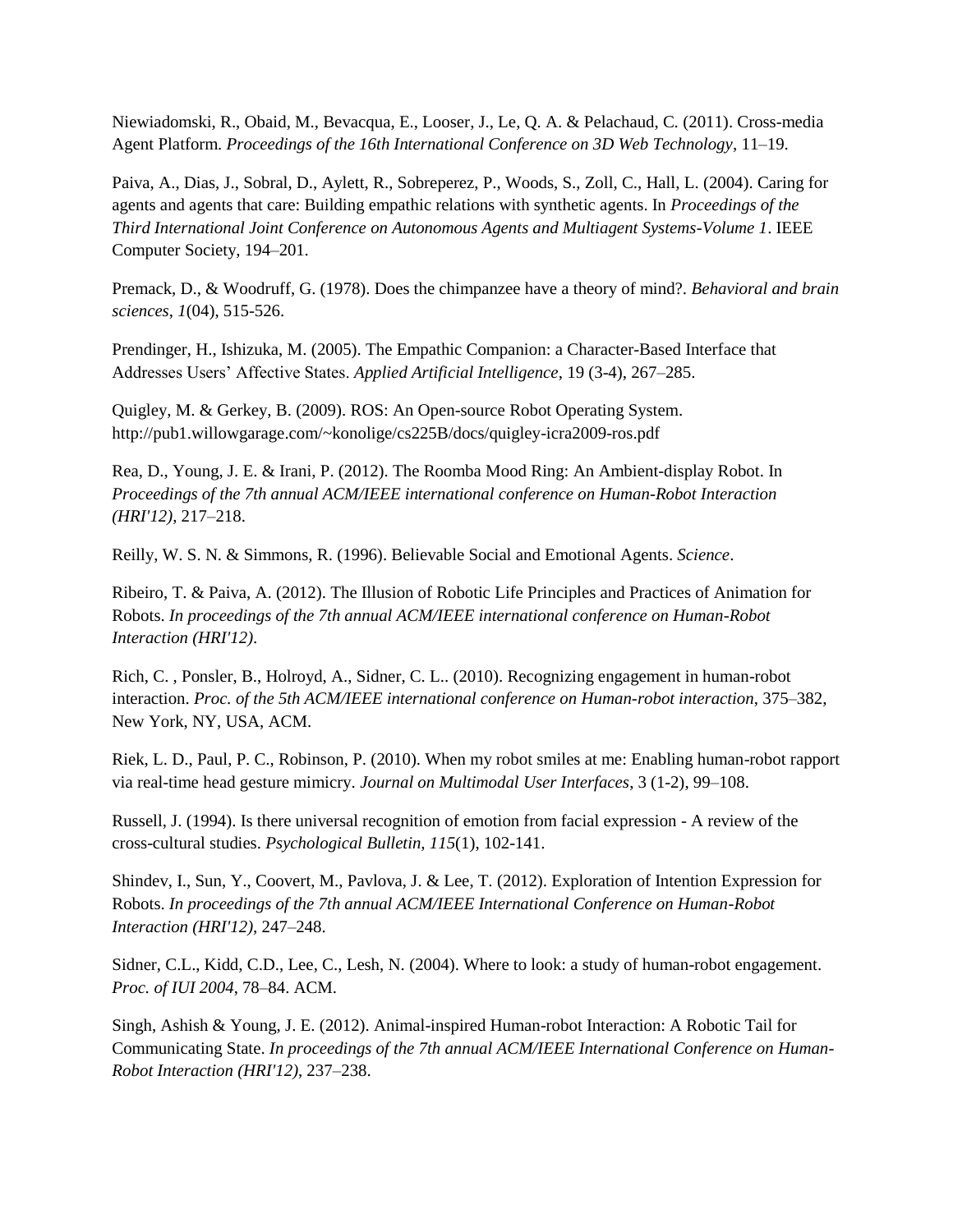Niewiadomski, R., Obaid, M., Bevacqua, E., Looser, J., Le, Q. A. & Pelachaud, C. (2011). Cross-media Agent Platform. *Proceedings of the 16th International Conference on 3D Web Technology*, 11–19.

Paiva, A., Dias, J., Sobral, D., Aylett, R., Sobreperez, P., Woods, S., Zoll, C., Hall, L. (2004). Caring for agents and agents that care: Building empathic relations with synthetic agents. In *Proceedings of the Third International Joint Conference on Autonomous Agents and Multiagent Systems-Volume 1*. IEEE Computer Society, 194–201.

Premack, D., & Woodruff, G. (1978). Does the chimpanzee have a theory of mind?. *Behavioral and brain sciences*, *1*(04), 515-526.

Prendinger, H., Ishizuka, M. (2005). The Empathic Companion: a Character-Based Interface that Addresses Users' Affective States. *Applied Artificial Intelligence*, 19 (3-4), 267–285.

Quigley, M. & Gerkey, B. (2009). ROS: An Open-source Robot Operating System. http://pub1.willowgarage.com/~konolige/cs225B/docs/quigley-icra2009-ros.pdf

Rea, D., Young, J. E. & Irani, P. (2012). The Roomba Mood Ring: An Ambient-display Robot. In *Proceedings of the 7th annual ACM/IEEE international conference on Human-Robot Interaction (HRI'12)*, 217–218.

Reilly, W. S. N. & Simmons, R. (1996). Believable Social and Emotional Agents. *Science*.

Ribeiro, T. & Paiva, A. (2012). The Illusion of Robotic Life Principles and Practices of Animation for Robots. *In proceedings of the 7th annual ACM/IEEE international conference on Human-Robot Interaction (HRI'12)*.

Rich, C. , Ponsler, B., Holroyd, A., Sidner, C. L.. (2010). Recognizing engagement in human-robot interaction. *Proc. of the 5th ACM/IEEE international conference on Human-robot interaction*, 375–382, New York, NY, USA, ACM.

Riek, L. D., Paul, P. C., Robinson, P. (2010). When my robot smiles at me: Enabling human-robot rapport via real-time head gesture mimicry. *Journal on Multimodal User Interfaces*, 3 (1-2), 99–108.

Russell, J. (1994). Is there universal recognition of emotion from facial expression - A review of the cross-cultural studies. *Psychological Bulletin, 115*(1), 102-141.

Shindev, I., Sun, Y., Coovert, M., Pavlova, J. & Lee, T. (2012). Exploration of Intention Expression for Robots. *In proceedings of the 7th annual ACM/IEEE International Conference on Human-Robot Interaction (HRI'12)*, 247–248.

Sidner, C.L., Kidd, C.D., Lee, C., Lesh, N. (2004). Where to look: a study of human-robot engagement. *Proc. of IUI 2004*, 78–84. ACM.

Singh, Ashish & Young, J. E. (2012). Animal-inspired Human-robot Interaction: A Robotic Tail for Communicating State. *In proceedings of the 7th annual ACM/IEEE International Conference on Human-Robot Interaction (HRI'12)*, 237–238.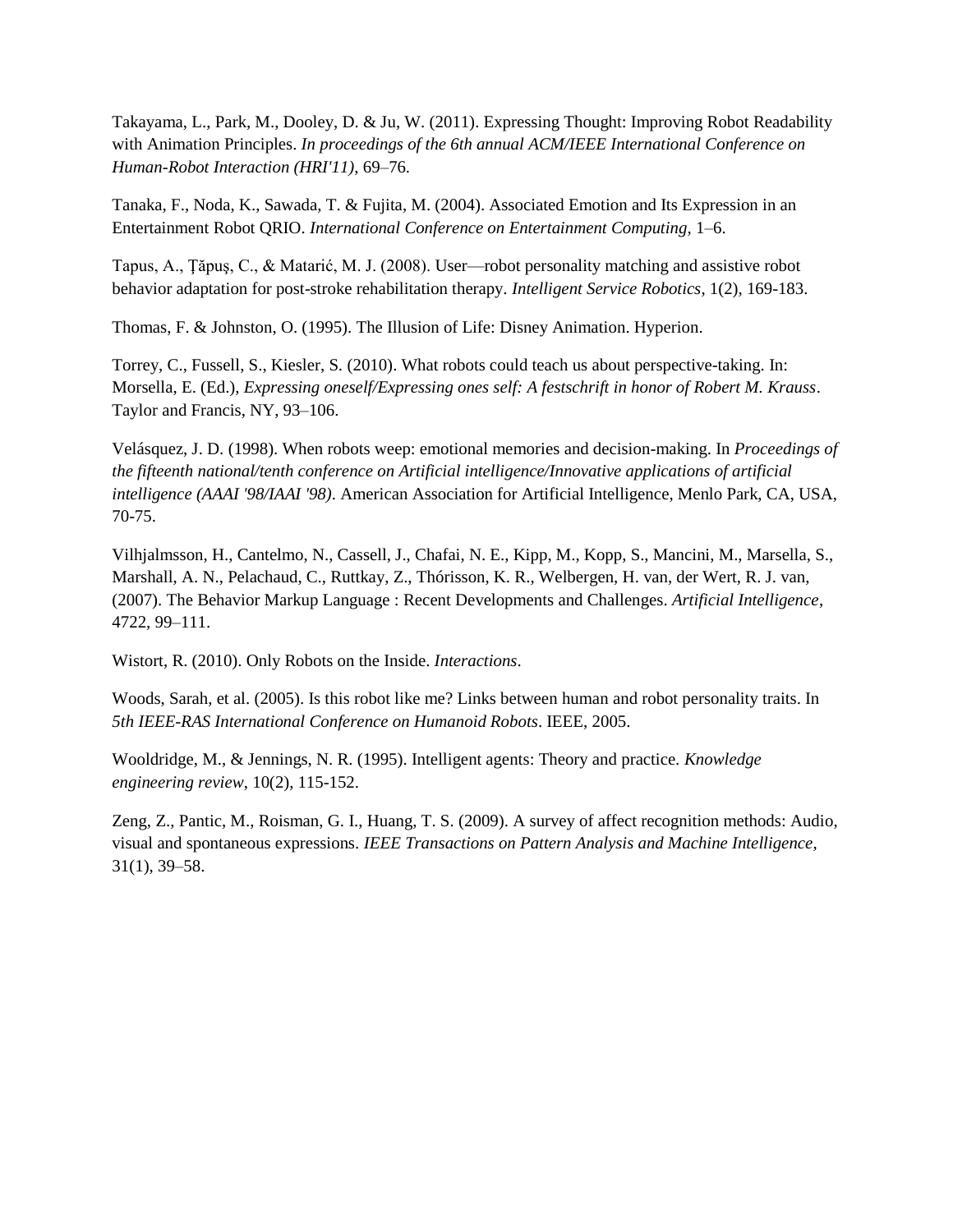Takayama, L., Park, M., Dooley, D. & Ju, W. (2011). Expressing Thought: Improving Robot Readability with Animation Principles. *In proceedings of the 6th annual ACM/IEEE International Conference on Human-Robot Interaction (HRI'11)*, 69–76.

Tanaka, F., Noda, K., Sawada, T. & Fujita, M. (2004). Associated Emotion and Its Expression in an Entertainment Robot QRIO. *International Conference on Entertainment Computing*, 1–6.

Tapus, A., Ţăpuş, C., & Matarić, M. J. (2008). User—robot personality matching and assistive robot behavior adaptation for post-stroke rehabilitation therapy. *Intelligent Service Robotics*, 1(2), 169-183.

Thomas, F. & Johnston, O. (1995). The Illusion of Life: Disney Animation. Hyperion.

Torrey, C., Fussell, S., Kiesler, S. (2010). What robots could teach us about perspective-taking. In: Morsella, E. (Ed.), *Expressing oneself/Expressing ones self: A festschrift in honor of Robert M. Krauss*. Taylor and Francis, NY, 93–106.

Velásquez, J. D. (1998). When robots weep: emotional memories and decision-making. In *Proceedings of the fifteenth national/tenth conference on Artificial intelligence/Innovative applications of artificial intelligence (AAAI '98/IAAI '98)*. American Association for Artificial Intelligence, Menlo Park, CA, USA, 70-75.

Vilhjalmsson, H., Cantelmo, N., Cassell, J., Chafai, N. E., Kipp, M., Kopp, S., Mancini, M., Marsella, S., Marshall, A. N., Pelachaud, C., Ruttkay, Z., Thórisson, K. R., Welbergen, H. van, der Wert, R. J. van, (2007). The Behavior Markup Language : Recent Developments and Challenges. *Artificial Intelligence*, 4722, 99–111.

Wistort, R. (2010). Only Robots on the Inside. *Interactions*.

Woods, Sarah, et al. (2005). Is this robot like me? Links between human and robot personality traits. In *5th IEEE-RAS International Conference on Humanoid Robots*. IEEE, 2005.

Wooldridge, M., & Jennings, N. R. (1995). Intelligent agents: Theory and practice. *Knowledge engineering review*, 10(2), 115-152.

Zeng, Z., Pantic, M., Roisman, G. I., Huang, T. S. (2009). A survey of affect recognition methods: Audio, visual and spontaneous expressions. *IEEE Transactions on Pattern Analysis and Machine Intelligence*, 31(1), 39–58.